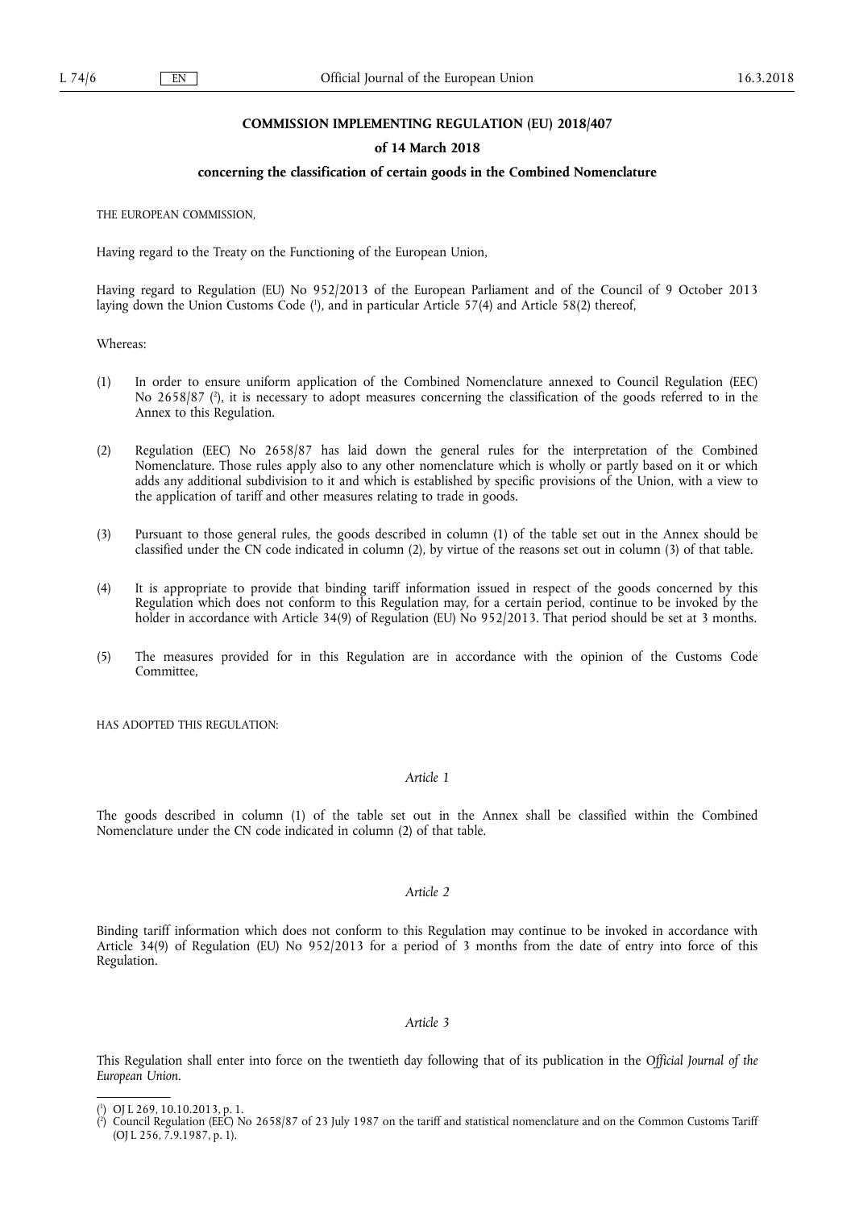**COMMISSION IMPLEMENTING REGULATION (EU) 2018/407**

**of 14 March 2018**

**concerning the classification of certain goods in the Combined Nomenclature**

THE EUROPEAN COMMISSION,

Having regard to the Treaty on the Functioning of the European Union,

Having regard to Regulation (EU) No 952/2013 of the European Parliament and of the Council of 9 October 2013 laying down the Union Customs Code [1], and in particular Article 57(4) and Article 58(2) thereof,

Whereas:

(1) In order to ensure uniform application of the Combined Nomenclature annexed to Council Regulation (EEC) No 2658/87 [2], it is necessary to adopt measures concerning the classification of the goods referred to in the Annex to this Regulation.

(2) Regulation (EEC) No 2658/87 has laid down the general rules for the interpretation of the Combined Nomenclature. Those rules apply also to any other nomenclature which is wholly or partly based on it or which adds any additional subdivision to it and which is established by specific provisions of the Union, with a view to the application of tariff and other measures relating to trade in goods.

(3) Pursuant to those general rules, the goods described in column (1) of the table set out in the Annex should be classified under the CN code indicated in column (2), by virtue of the reasons set out in column (3) of that table.

(4) It is appropriate to provide that binding tariff information issued in respect of the goods concerned by this Regulation which does not conform to this Regulation may, for a certain period, continue to be invoked by the holder in accordance with Article 34(9) of Regulation (EU) No 952/2013. That period should be set at 3 months.

(5) The measures provided for in this Regulation are in accordance with the opinion of the Customs Code Committee,

HAS ADOPTED THIS REGULATION:

*Article 1*

The goods described in column (1) of the table set out in the Annex shall be classified within the Combined Nomenclature under the CN code indicated in column (2) of that table.

*Article 2*

Binding tariff information which does not conform to this Regulation may continue to be invoked in accordance with Article 34(9) of Regulation (EU) No 952/2013 for a period of 3 months from the date of entry into force of this Regulation.

*Article 3*

This Regulation shall enter into force on the twentieth day following that of its publication in the *Official Journal of the European Union*.

[1] OJ L 269, 10.10.2013, p. 1.

[2] Council Regulation (EEC) No 2658/87 of 23 July 1987 on the tariff and statistical nomenclature and on the Common Customs Tariff (OJ L 256, 7.9.1987, p. 1).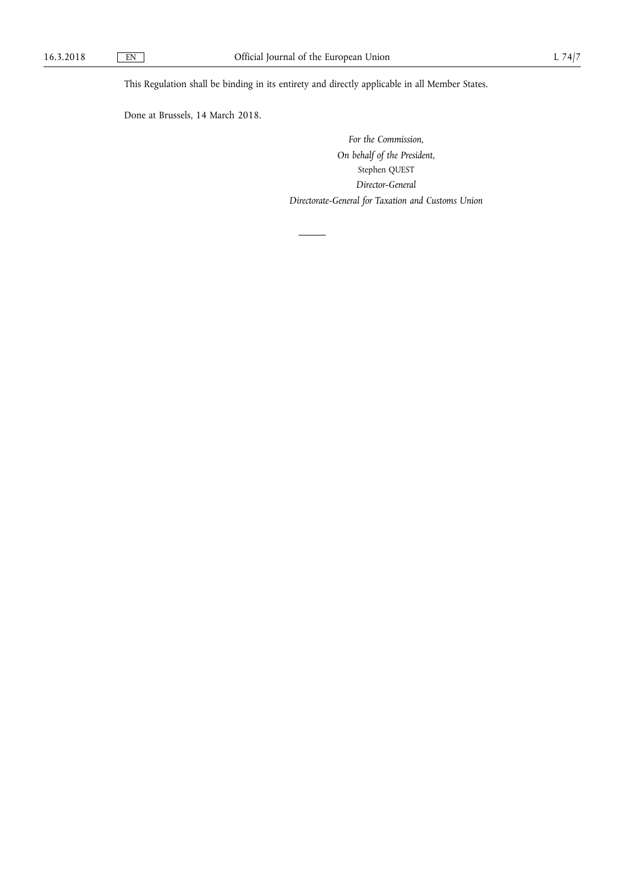This Regulation shall be binding in its entirety and directly applicable in all Member States.

Done at Brussels, 14 March 2018.

*For the Commission,*

*On behalf of the President,*

Stephen QUEST

*Director-General*

*Directorate-General for Taxation and Customs Union*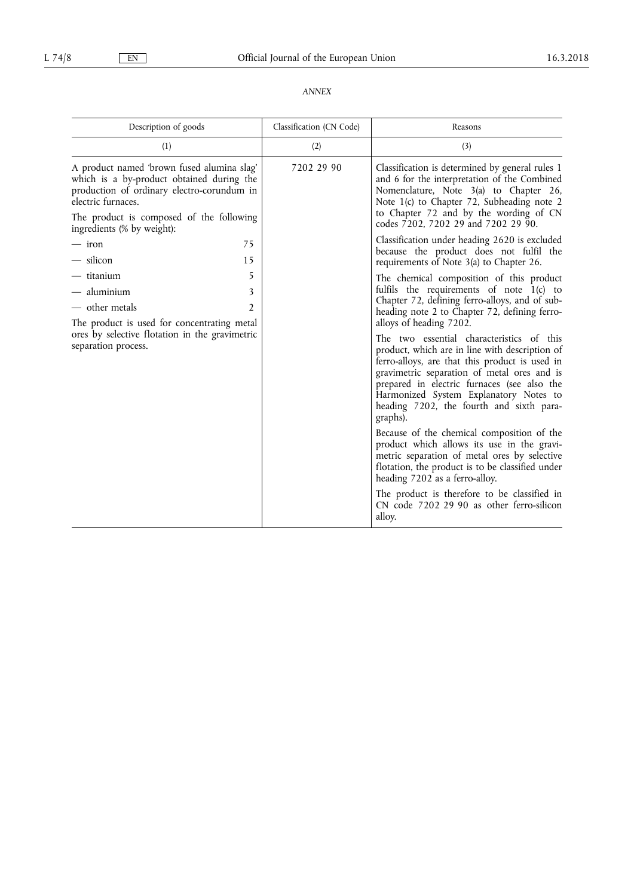*ANNEX*

| Description of goods | Classification (CN Code) | Reasons |
|---|---|---|
| (1) | (2) | (3) |
| A product named 'brown fused alumina slag' which is a by-product obtained during the production of ordinary electro-corundum in electric furnaces.<br><br>The product is composed of the following ingredients (% by weight):<br><br>— iron 75<br>— silicon 15<br>— titanium 5<br>— aluminium 3<br>— other metals 2<br><br>The product is used for concentrating metal ores by selective flotation in the gravimetric separation process. | 7202 29 90 | Classification is determined by general rules 1 and 6 for the interpretation of the Combined Nomenclature, Note 3(a) to Chapter 26, Note 1(c) to Chapter 72, Subheading note 2 to Chapter 72 and by the wording of CN codes 7202, 7202 29 and 7202 29 90.<br><br>Classification under heading 2620 is excluded because the product does not fulfil the requirements of Note 3(a) to Chapter 26.<br><br>The chemical composition of this product fulfils the requirements of note 1(c) to Chapter 72, defining ferro-alloys, and of subheading note 2 to Chapter 72, defining ferro-alloys of heading 7202.<br><br>The two essential characteristics of this product, which are in line with description of ferro-alloys, are that this product is used in gravimetric separation of metal ores and is prepared in electric furnaces (see also the Harmonized System Explanatory Notes to heading 7202, the fourth and sixth paragraphs).<br><br>Because of the chemical composition of the product which allows its use in the gravimetric separation of metal ores by selective flotation, the product is to be classified under heading 7202 as a ferro-alloy.<br><br>The product is therefore to be classified in CN code 7202 29 90 as other ferro-silicon alloy. |